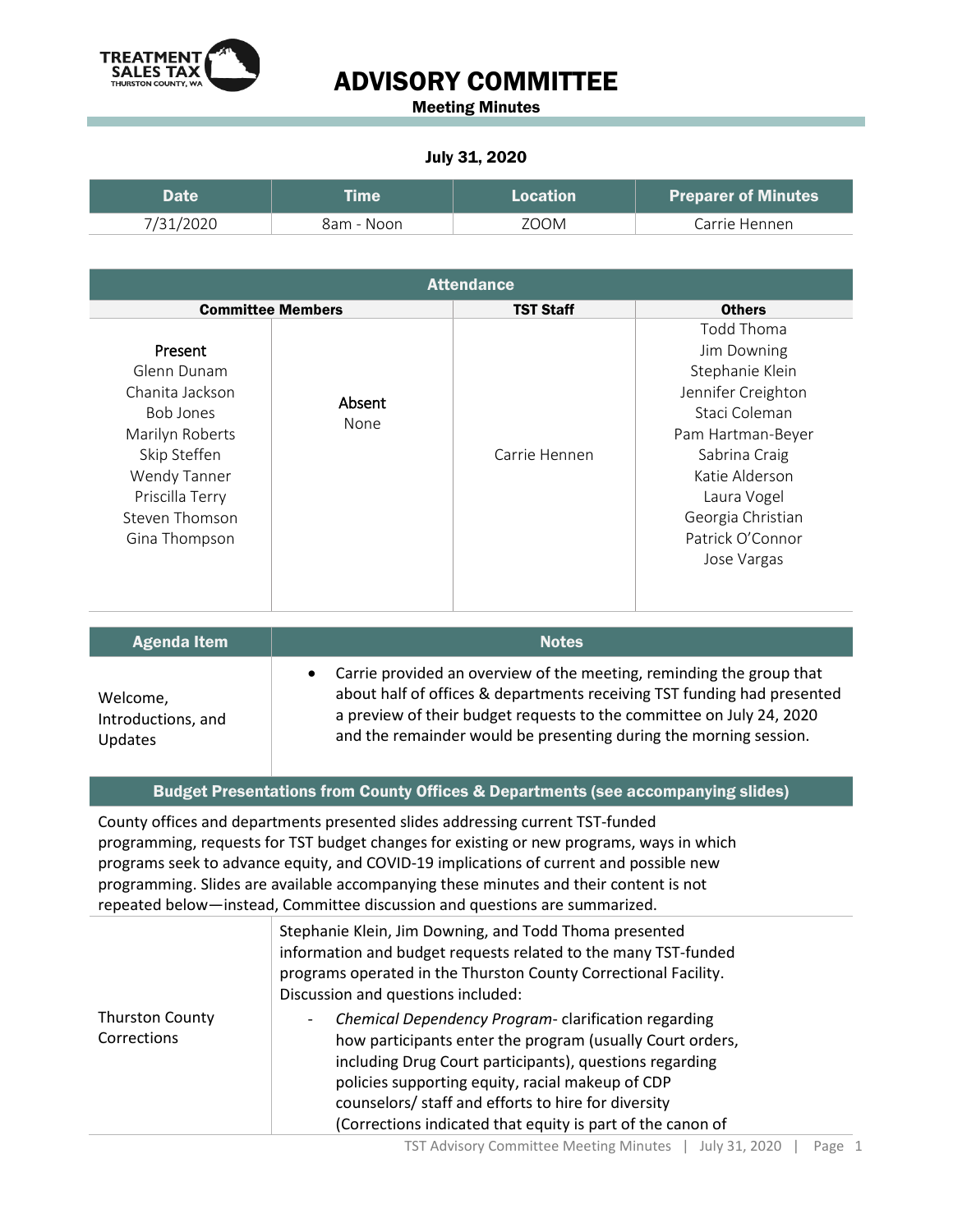TREATMENT SALES TAX
THURSTON COUNTY, WA

# ADVISORY COMMITTEE

**Meeting Minutes**

**July 31, 2020**

| Date | Time | Location | Preparer of Minutes |
|---|---|---|---|
| 7/31/2020 | 8am - Noon | ZOOM | Carrie Hennen |

| Attendance | | | |
|---|---|---|---|
| **Committee Members** | | **TST Staff** | **Others** |
| Present<br>Glenn Dunam<br>Chanita Jackson<br>Bob Jones<br>Marilyn Roberts<br>Skip Steffen<br>Wendy Tanner<br>Priscilla Terry<br>Steven Thomson<br>Gina Thompson | Absent<br>None | Carrie Hennen | Todd Thoma<br>Jim Downing<br>Stephanie Klein<br>Jennifer Creighton<br>Staci Coleman<br>Pam Hartman-Beyer<br>Sabrina Craig<br>Katie Alderson<br>Laura Vogel<br>Georgia Christian<br>Patrick O'Connor<br>Jose Vargas |

| Agenda Item | Notes |
|---|---|
| Welcome, Introductions, and Updates | • Carrie provided an overview of the meeting, reminding the group that about half of offices & departments receiving TST funding had presented a preview of their budget requests to the committee on July 24, 2020 and the remainder would be presenting during the morning session. |

**Budget Presentations from County Offices & Departments (see accompanying slides)**

County offices and departments presented slides addressing current TST-funded programming, requests for TST budget changes for existing or new programs, ways in which programs seek to advance equity, and COVID-19 implications of current and possible new programming. Slides are available accompanying these minutes and their content is not repeated below—instead, Committee discussion and questions are summarized.

| | |
|---|---|
| Thurston County Corrections | Stephanie Klein, Jim Downing, and Todd Thoma presented information and budget requests related to the many TST-funded programs operated in the Thurston County Correctional Facility. Discussion and questions included:<br>- *Chemical Dependency Program*- clarification regarding how participants enter the program (usually Court orders, including Drug Court participants), questions regarding policies supporting equity, racial makeup of CDP counselors/ staff and efforts to hire for diversity (Corrections indicated that equity is part of the canon of |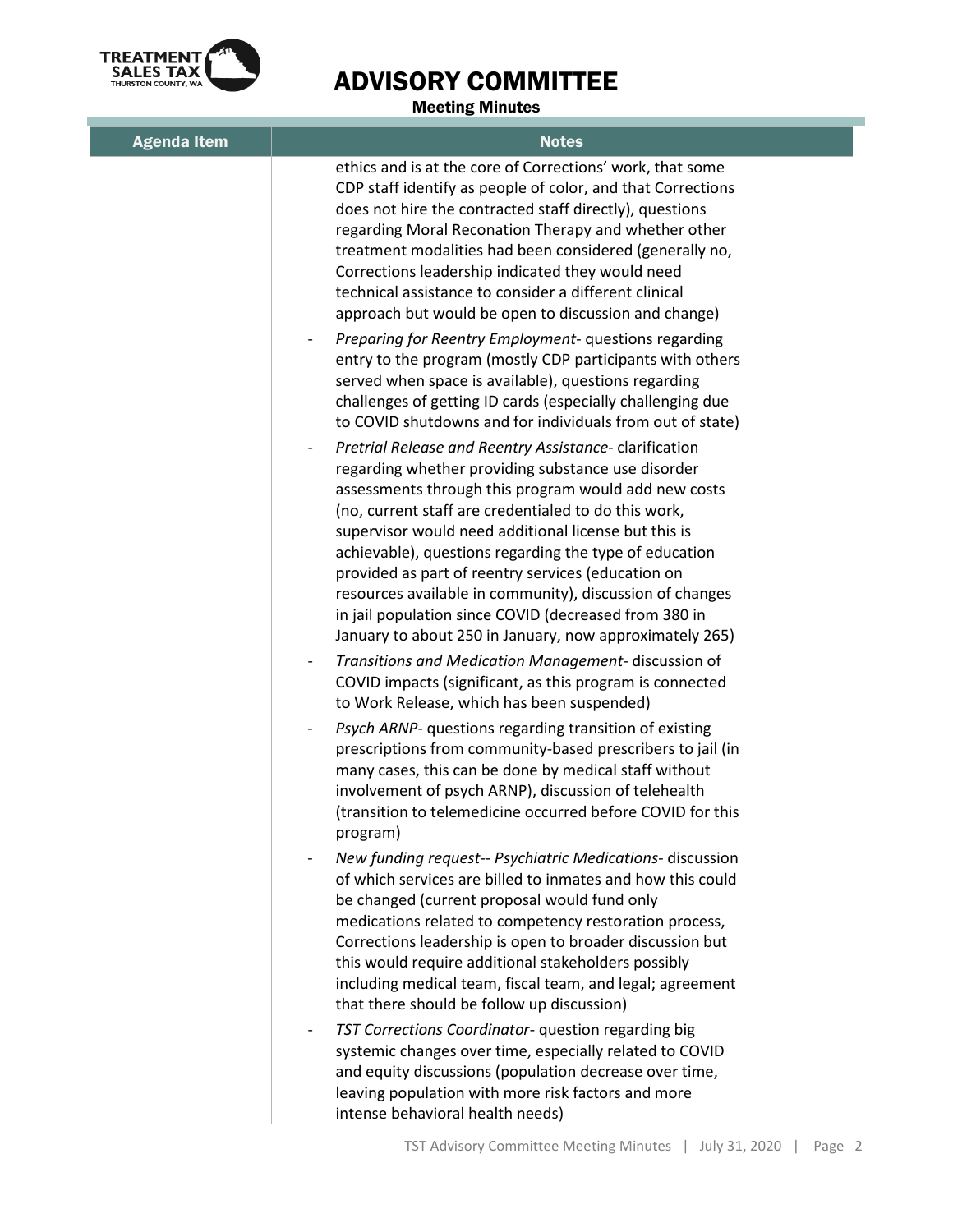| Agenda Item | Notes |
| --- | --- |
| | ethics and is at the core of Corrections' work, that some CDP staff identify as people of color, and that Corrections does not hire the contracted staff directly), questions regarding Moral Reconation Therapy and whether other treatment modalities had been considered (generally no, Corrections leadership indicated they would need technical assistance to consider a different clinical approach but would be open to discussion and change)<br>- *Preparing for Reentry Employment*- questions regarding entry to the program (mostly CDP participants with others served when space is available), questions regarding challenges of getting ID cards (especially challenging due to COVID shutdowns and for individuals from out of state)<br>- *Pretrial Release and Reentry Assistance*- clarification regarding whether providing substance use disorder assessments through this program would add new costs (no, current staff are credentialed to do this work, supervisor would need additional license but this is achievable), questions regarding the type of education provided as part of reentry services (education on resources available in community), discussion of changes in jail population since COVID (decreased from 380 in January to about 250 in January, now approximately 265)<br>- *Transitions and Medication Management*- discussion of COVID impacts (significant, as this program is connected to Work Release, which has been suspended)<br>- *Psych ARNP*- questions regarding transition of existing prescriptions from community-based prescribers to jail (in many cases, this can be done by medical staff without involvement of psych ARNP), discussion of telehealth (transition to telemedicine occurred before COVID for this program)<br>- New funding request-- *Psychiatric Medications*- discussion of which services are billed to inmates and how this could be changed (current proposal would fund only medications related to competency restoration process, Corrections leadership is open to broader discussion but this would require additional stakeholders possibly including medical team, fiscal team, and legal; agreement that there should be follow up discussion)<br>- *TST Corrections Coordinator*- question regarding big systemic changes over time, especially related to COVID and equity discussions (population decrease over time, leaving population with more risk factors and more intense behavioral health needs) |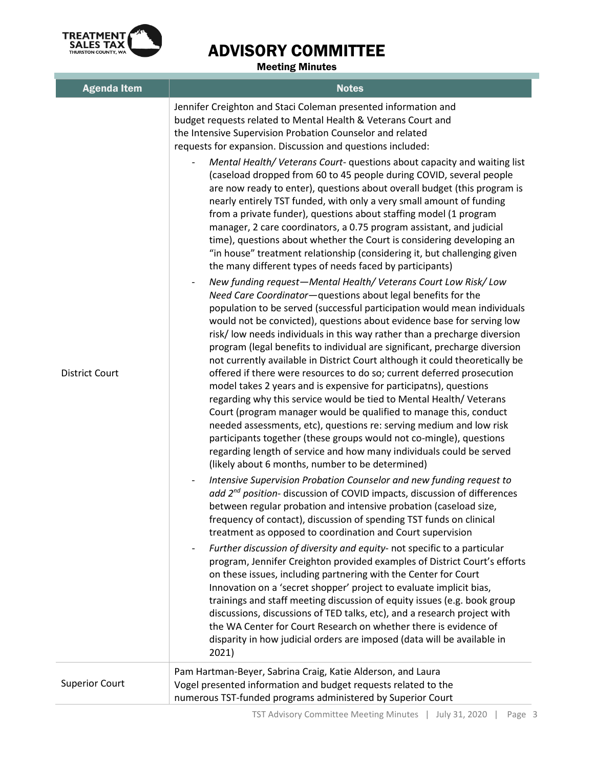# ADVISORY COMMITTEE

**Meeting Minutes**

| Agenda Item | Notes |
|---|---|
| District Court | Jennifer Creighton and Staci Coleman presented information and budget requests related to Mental Health & Veterans Court and the Intensive Supervision Probation Counselor and related requests for expansion. Discussion and questions included:<br>- *Mental Health/ Veterans Court*- questions about capacity and waiting list (caseload dropped from 60 to 45 people during COVID, several people are now ready to enter), questions about overall budget (this program is nearly entirely TST funded, with only a very small amount of funding from a private funder), questions about staffing model (1 program manager, 2 care coordinators, a 0.75 program assistant, and judicial time), questions about whether the Court is considering developing an "in house" treatment relationship (considering it, but challenging given the many different types of needs faced by participants)<br>- *New funding request—Mental Health/ Veterans Court Low Risk/ Low Need Care Coordinator*—questions about legal benefits for the population to be served (successful participation would mean individuals would not be convicted), questions about evidence base for serving low risk/ low needs individuals in this way rather than a precharge diversion program (legal benefits to individual are significant, precharge diversion not currently available in District Court although it could theoretically be offered if there were resources to do so; current deferred prosecution model takes 2 years and is expensive for participatns), questions regarding why this service would be tied to Mental Health/ Veterans Court (program manager would be qualified to manage this, conduct needed assessments, etc), questions re: serving medium and low risk participants together (these groups would not co-mingle), questions regarding length of service and how many individuals could be served (likely about 6 months, number to be determined)<br>- *Intensive Supervision Probation Counselor and new funding request to add 2nd position*- discussion of COVID impacts, discussion of differences between regular probation and intensive probation (caseload size, frequency of contact), discussion of spending TST funds on clinical treatment as opposed to coordination and Court supervision<br>- *Further discussion of diversity and equity*- not specific to a particular program, Jennifer Creighton provided examples of District Court's efforts on these issues, including partnering with the Center for Court Innovation on a 'secret shopper' project to evaluate implicit bias, trainings and staff meeting discussion of equity issues (e.g. book group discussions, discussions of TED talks, etc), and a research project with the WA Center for Court Research on whether there is evidence of disparity in how judicial orders are imposed (data will be available in 2021) |
| Superior Court | Pam Hartman-Beyer, Sabrina Craig, Katie Alderson, and Laura Vogel presented information and budget requests related to the numerous TST-funded programs administered by Superior Court |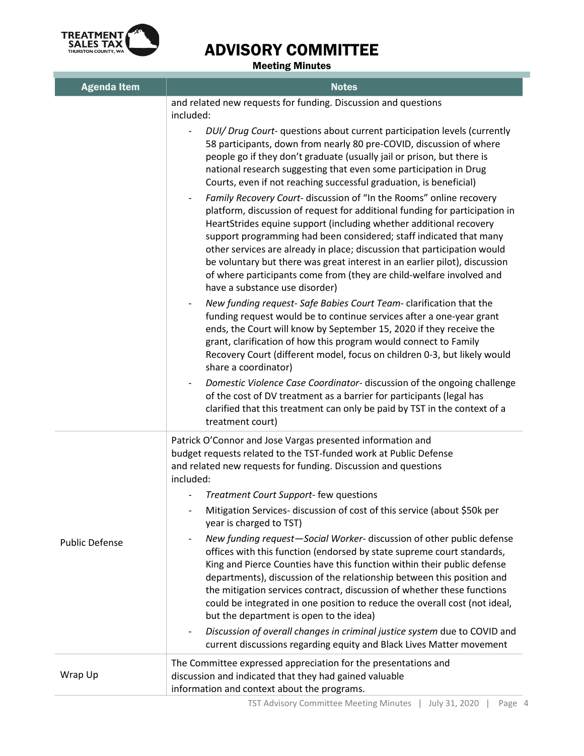| Agenda Item | Notes |
| --- | --- |
| | and related new requests for funding. Discussion and questions included:<br>- *DUI/ Drug Court*- questions about current participation levels (currently 58 participants, down from nearly 80 pre-COVID, discussion of where people go if they don't graduate (usually jail or prison, but there is national research suggesting that even some participation in Drug Courts, even if not reaching successful graduation, is beneficial)<br>- *Family Recovery Court*- discussion of "In the Rooms" online recovery platform, discussion of request for additional funding for participation in HeartStrides equine support (including whether additional recovery support programming had been considered; staff indicated that many other services are already in place; discussion that participation would be voluntary but there was great interest in an earlier pilot), discussion of where participants come from (they are child-welfare involved and have a substance use disorder)<br>- *New funding request- Safe Babies Court Team*- clarification that the funding request would be to continue services after a one-year grant ends, the Court will know by September 15, 2020 if they receive the grant, clarification of how this program would connect to Family Recovery Court (different model, focus on children 0-3, but likely would share a coordinator)<br>- *Domestic Violence Case Coordinator*- discussion of the ongoing challenge of the cost of DV treatment as a barrier for participants (legal has clarified that this treatment can only be paid by TST in the context of a treatment court) |
| Public Defense | Patrick O'Connor and Jose Vargas presented information and budget requests related to the TST-funded work at Public Defense and related new requests for funding. Discussion and questions included:<br>- *Treatment Court Support*- few questions<br>- Mitigation Services- discussion of cost of this service (about $50k per year is charged to TST)<br>- *New funding request—Social Worker*- discussion of other public defense offices with this function (endorsed by state supreme court standards, King and Pierce Counties have this function within their public defense departments), discussion of the relationship between this position and the mitigation services contract, discussion of whether these functions could be integrated in one position to reduce the overall cost (not ideal, but the department is open to the idea)<br>- *Discussion of overall changes in criminal justice system* due to COVID and current discussions regarding equity and Black Lives Matter movement |
| Wrap Up | The Committee expressed appreciation for the presentations and discussion and indicated that they had gained valuable information and context about the programs. |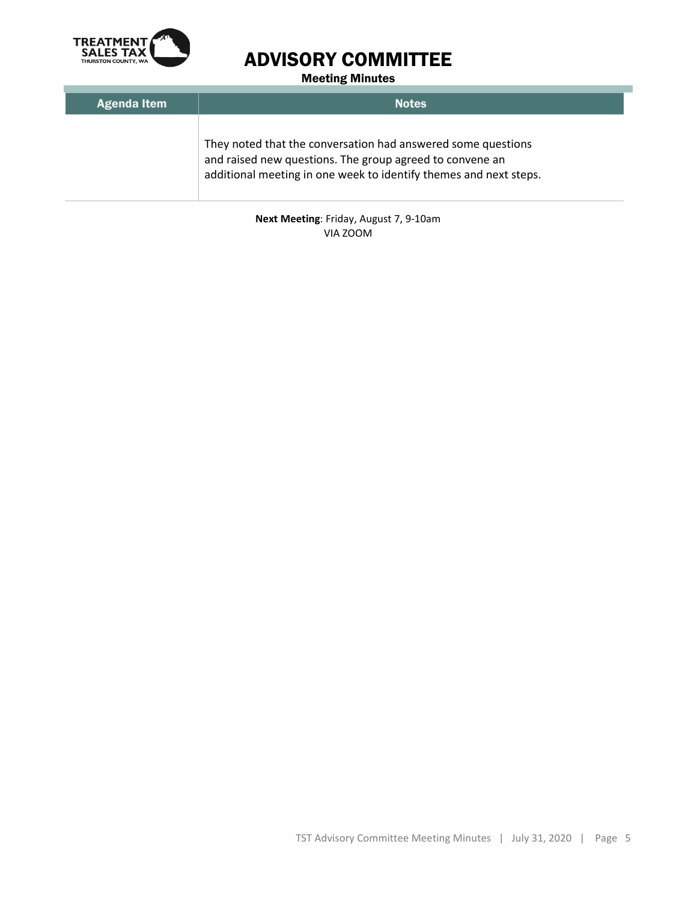| Agenda Item | Notes |
|---|---|
| | They noted that the conversation had answered some questions and raised new questions. The group agreed to convene an additional meeting in one week to identify themes and next steps. |

**Next Meeting**: Friday, August 7, 9-10am
VIA ZOOM